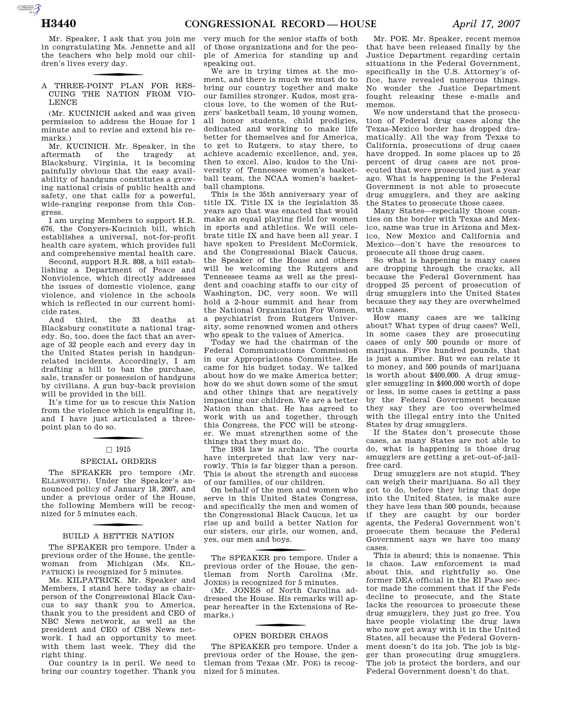Mr. Speaker, I ask that you join me in congratulating Ms. Jennette and all the teachers who help mold our children's lives every day.

## A THREE-POINT PLAN FOR RESCUING THE NATION FROM VIOLENCE

(Mr. KUCINICH asked and was given permission to address the House for 1 minute and to revise and extend his remarks.)

Mr. KUCINICH. Mr. Speaker, in the aftermath of the tragedy at Blacksburg, Virginia, it is becoming painfully obvious that the easy availability of handguns constitutes a growing national crisis of public health and safety, one that calls for a powerful, wide-ranging response from this Congress.

I am urging Members to support H.R. 676, the Conyers-Kucinich bill, which establishes a universal, not-for-profit health care system, which provides full and comprehensive mental health care.

Second, support H.R. 808, a bill establishing a Department of Peace and Nonviolence, which directly addresses the issues of domestic violence, gang violence, and violence in the schools which is reflected in our current homicide rates.

And third, the 33 deaths at Blacksburg constitute a national tragedy. So, too, does the fact that an average of 32 people each and every day in the United States perish in handgun-related incidents. Accordingly, I am drafting a bill to ban the purchase, sale, transfer or possession of handguns by civilians. A gun buy-back provision will be provided in the bill.

It's time for us to rescue this Nation from the violence which is engulfing it, and I have just articulated a three-point plan to do so.

□ 1915

## SPECIAL ORDERS

The SPEAKER pro tempore (Mr. ELLSWORTH). Under the Speaker's announced policy of January 18, 2007, and under a previous order of the House, the following Members will be recognized for 5 minutes each.

## BUILD A BETTER NATION

The SPEAKER pro tempore. Under a previous order of the House, the gentlewoman from Michigan (Ms. KILPATRICK) is recognized for 5 minutes.

Ms. KILPATRICK. Mr. Speaker and Members, I stand here today as chairperson of the Congressional Black Caucus to say thank you to America, thank you to the president and CEO of NBC News network, as well as the president and CEO of CBS News network. I had an opportunity to meet with them last week. They did the right thing.

Our country is in peril. We need to bring our country together. Thank you very much for the senior staffs of both of those organizations and for the people of America for standing up and speaking out.

We are in trying times at the moment, and there is much we must do to bring our country together and make our families stronger. Kudos, most gracious love, to the women of the Rutgers' basketball team, 10 young women, all honor students, child prodigies, dedicated and working to make life better for themselves and for America, to get to Rutgers, to stay there, to achieve academic excellence, and, yes, then to excel. Also, kudos to the University of Tennessee women's basketball team, the NCAA women's basketball champions.

This is the 35th anniversary year of title IX. Title IX is the legislation 35 years ago that was enacted that would make an equal playing field for women in sports and athletics. We will celebrate title IX and have been all year. I have spoken to President McCormick, and the Congressional Black Caucus, the Speaker of the House and others will be welcoming the Rutgers and Tennessee teams as well as the president and coaching staffs to our city of Washington, DC, very soon. We will hold a 2-hour summit and hear from the National Organization For Women, a psychiatrist from Rutgers University, some renowned women and others who speak to the values of America.

Today we had the chairman of the Federal Communications Commission in our Appropriations Committee. He came for his budget today. We talked about how do we make America better; how do we shut down some of the smut and other things that are negatively impacting our children. We are a better Nation than that. He has agreed to work with us and together, through this Congress, the FCC will be stronger. We must strengthen some of the things that they must do.

The 1934 law is archaic. The courts have interpreted that law very narrowly. This is far bigger than a person. This is about the strength and success of our families, of our children.

On behalf of the men and women who serve in this United States Congress, and specifically the men and women of the Congressional Black Caucus, let us rise up and build a better Nation for our sisters, our girls, our women, and, yes, our men and boys.

The SPEAKER pro tempore. Under a previous order of the House, the gentleman from North Carolina (Mr. JONES) is recognized for 5 minutes.

(Mr. JONES of North Carolina addressed the House. His remarks will appear hereafter in the Extensions of Remarks.)

## OPEN BORDER CHAOS

The SPEAKER pro tempore. Under a previous order of the House, the gentleman from Texas (Mr. POE) is recognized for 5 minutes.

Mr. POE. Mr. Speaker, recent memos that have been released finally by the Justice Department regarding certain situations in the Federal Government, specifically in the U.S. Attorney's office, have revealed numerous things. No wonder the Justice Department fought releasing these e-mails and memos.

We now understand that the prosecution of Federal drug cases along the Texas-Mexico border has dropped dramatically. All the way from Texas to California, prosecutions of drug cases have dropped. In some places up to 25 percent of drug cases are not prosecuted that were prosecuted just a year ago. What is happening is the Federal Government is not able to prosecute drug smugglers, and they are asking the States to prosecute those cases.

Many States—especially those counties on the border with Texas and Mexico, same was true in Arizona and Mexico, New Mexico and California and Mexico—don't have the resources to prosecute all those drug cases.

So what is happening is many cases are dropping through the cracks, all because the Federal Government has dropped 25 percent of prosecution of drug smugglers into the United States because they say they are overwhelmed with cases.

How many cases are we talking about? What types of drug cases? Well, in some cases they are prosecuting cases of only 500 pounds or more of marijuana. Five hundred pounds, that is just a number. But we can relate it to money, and 500 pounds of marijuana is worth about $400,000. A drug smuggler smuggling in $400,000 worth of dope or less, in some cases is getting a pass by the Federal Government because they say they are too overwhelmed with the illegal entry into the United States by drug smugglers.

If the States don't prosecute those cases, as many States are not able to do, what is happening is those drug smugglers are getting a get-out-of-jail-free card.

Drug smugglers are not stupid. They can weigh their marijuana. So all they got to do, before they bring that dope into the United States, is make sure they have less than 500 pounds, because if they are caught by our border agents, the Federal Government won't prosecute them because the Federal Government says we have too many cases.

This is absurd; this is nonsense. This is chaos. Law enforcement is mad about this, and rightfully so. One former DEA official in the El Paso sector made the comment that if the Feds decline to prosecute, and the State lacks the resources to prosecute these drug smugglers, they just go free. You have people violating the drug laws who now get away with it in the United States, all because the Federal Government doesn't do its job. The job is bigger than prosecuting drug smugglers. The job is protect the borders, and our Federal Government doesn't do that.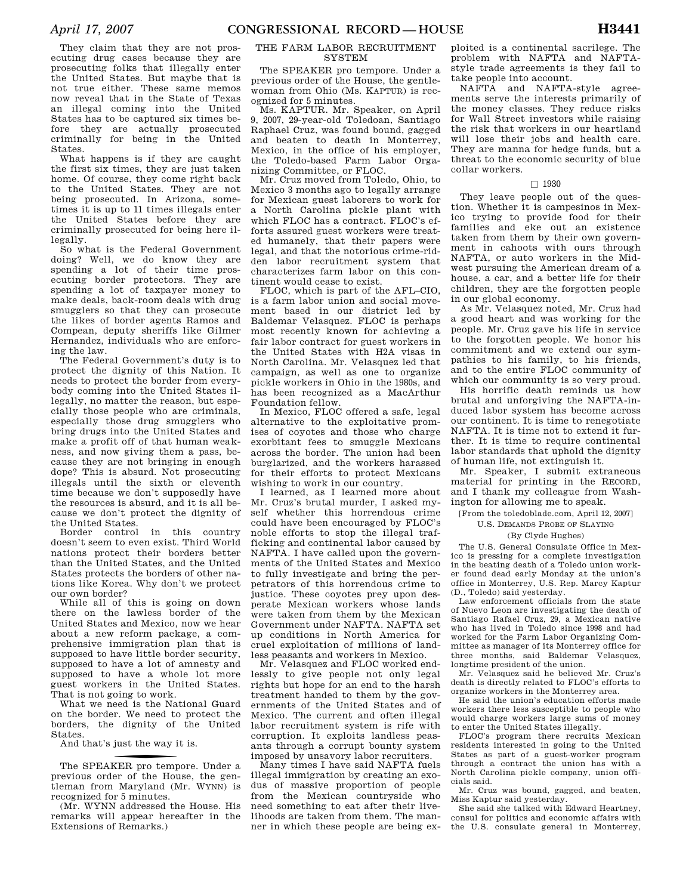They claim that they are not prosecuting drug cases because they are prosecuting folks that illegally enter the United States. But maybe that is not true either. These same memos now reveal that in the State of Texas an illegal coming into the United States has to be captured six times before they are actually prosecuted criminally for being in the United States.

What happens is if they are caught the first six times, they are just taken home. Of course, they come right back to the United States. They are not being prosecuted. In Arizona, sometimes it is up to 11 times illegals enter the United States before they are criminally prosecuted for being here illegally.

So what is the Federal Government doing? Well, we do know they are spending a lot of their time prosecuting border protectors. They are spending a lot of taxpayer money to make deals, back-room deals with drug smugglers so that they can prosecute the likes of border agents Ramos and Compean, deputy sheriffs like Gilmer Hernandez, individuals who are enforcing the law.

The Federal Government's duty is to protect the dignity of this Nation. It needs to protect the border from everybody coming into the United States illegally, no matter the reason, but especially those people who are criminals, especially those drug smugglers who bring drugs into the United States and make a profit off of that human weakness, and now giving them a pass, because they are not bringing in enough dope? This is absurd. Not prosecuting illegals until the sixth or eleventh time because we don't supposedly have the resources is absurd, and it is all because we don't protect the dignity of the United States.

Border control in this country doesn't seem to even exist. Third World nations protect their borders better than the United States, and the United States protects the borders of other nations like Korea. Why don't we protect our own border?

While all of this is going on down there on the lawless border of the United States and Mexico, now we hear about a new reform package, a comprehensive immigration plan that is supposed to have little border security, supposed to have a lot of amnesty and supposed to have a whole lot more guest workers in the United States. That is not going to work.

What we need is the National Guard on the border. We need to protect the borders, the dignity of the United States.

And that's just the way it is.

---

The SPEAKER pro tempore. Under a previous order of the House, the gentleman from Maryland (Mr. WYNN) is recognized for 5 minutes.

(Mr. WYNN addressed the House. His remarks will appear hereafter in the Extensions of Remarks.)

## THE FARM LABOR RECRUITMENT SYSTEM

The SPEAKER pro tempore. Under a previous order of the House, the gentlewoman from Ohio (Ms. KAPTUR) is recognized for 5 minutes.

Ms. KAPTUR. Mr. Speaker, on April 9, 2007, 29-year-old Toledoan, Santiago Raphael Cruz, was found bound, gagged and beaten to death in Monterrey, Mexico, in the office of his employer, the Toledo-based Farm Labor Organizing Committee, or FLOC.

Mr. Cruz moved from Toledo, Ohio, to Mexico 3 months ago to legally arrange for Mexican guest laborers to work for a North Carolina pickle plant with which FLOC has a contract. FLOC's efforts assured guest workers were treated humanely, that their papers were legal, and that the notorious crime-ridden labor recruitment system that characterizes farm labor on this continent would cease to exist.

FLOC, which is part of the AFL–CIO, is a farm labor union and social movement based in our district led by Baldemar Velasquez. FLOC is perhaps most recently known for achieving a fair labor contract for guest workers in the United States with H2A visas in North Carolina. Mr. Velasquez led that campaign, as well as one to organize pickle workers in Ohio in the 1980s, and has been recognized as a MacArthur Foundation fellow.

In Mexico, FLOC offered a safe, legal alternative to the exploitative promises of coyotes and those who charge exorbitant fees to smuggle Mexicans across the border. The union had been burglarized, and the workers harassed for their efforts to protect Mexicans wishing to work in our country.

I learned, as I learned more about Mr. Cruz's brutal murder, I asked myself whether this horrendous crime could have been encouraged by FLOC's noble efforts to stop the illegal trafficking and continental labor caused by NAFTA. I have called upon the governments of the United States and Mexico to fully investigate and bring the perpetrators of this horrendous crime to justice. These coyotes prey upon desperate Mexican workers whose lands were taken from them by the Mexican Government under NAFTA. NAFTA set up conditions in North America for cruel exploitation of millions of landless peasants and workers in Mexico.

Mr. Velasquez and FLOC worked endlessly to give people not only legal rights but hope for an end to the harsh treatment handed to them by the governments of the United States and of Mexico. The current and often illegal labor recruitment system is rife with corruption. It exploits landless peasants through a corrupt bounty system imposed by unsavory labor recruiters.

Many times I have said NAFTA fuels illegal immigration by creating an exodus of massive proportion of people from the Mexican countryside who need something to eat after their livelihoods are taken from them. The manner in which these people are being exploited is a continental sacrilege. The problem with NAFTA and NAFTA-style trade agreements is they fail to take people into account.

NAFTA and NAFTA-style agreements serve the interests primarily of the money classes. They reduce risks for Wall Street investors while raising the risk that workers in our heartland will lose their jobs and health care. They are manna for hedge funds, but a threat to the economic security of blue collar workers.

□ 1930

They leave people out of the question. Whether it is campesinos in Mexico trying to provide food for their families and eke out an existence taken from them by their own government in cahoots with ours through NAFTA, or auto workers in the Midwest pursuing the American dream of a house, a car, and a better life for their children, they are the forgotten people in our global economy.

As Mr. Velasquez noted, Mr. Cruz had a good heart and was working for the people. Mr. Cruz gave his life in service to the forgotten people. We honor his commitment and we extend our sympathies to his family, to his friends, and to the entire FLOC community of which our community is so very proud.

His horrific death reminds us how brutal and unforgiving the NAFTA-induced labor system has become across our continent. It is time to renegotiate NAFTA. It is time not to extend it further. It is time to require continental labor standards that uphold the dignity of human life, not extinguish it.

Mr. Speaker, I submit extraneous material for printing in the RECORD, and I thank my colleague from Washington for allowing me to speak.

[From the toledoblade.com, April 12, 2007]

U.S. DEMANDS PROBE OF SLAYING

(By Clyde Hughes)

The U.S. General Consulate Office in Mexico is pressing for a complete investigation in the beating death of a Toledo union worker found dead early Monday at the union's office in Monterrey, U.S. Rep. Marcy Kaptur (D., Toledo) said yesterday.

Law enforcement officials from the state of Nuevo Leon are investigating the death of Santiago Rafael Cruz, 29, a Mexican native who has lived in Toledo since 1998 and had worked for the Farm Labor Organizing Committee as manager of its Monterrey office for three months, said Baldemar Velasquez, longtime president of the union.

Mr. Velasquez said he believed Mr. Cruz's death is directly related to FLOC's efforts to organize workers in the Monterrey area.

He said the union's education efforts made workers there less susceptible to people who would charge workers large sums of money to enter the United States illegally.

FLOC's program there recruits Mexican residents interested in going to the United States as part of a guest-worker program through a contract the union has with a North Carolina pickle company, union officials said.

Mr. Cruz was bound, gagged, and beaten, Miss Kaptur said yesterday.

She said she talked with Edward Heartney, consul for politics and economic affairs with the U.S. consulate general in Monterrey,